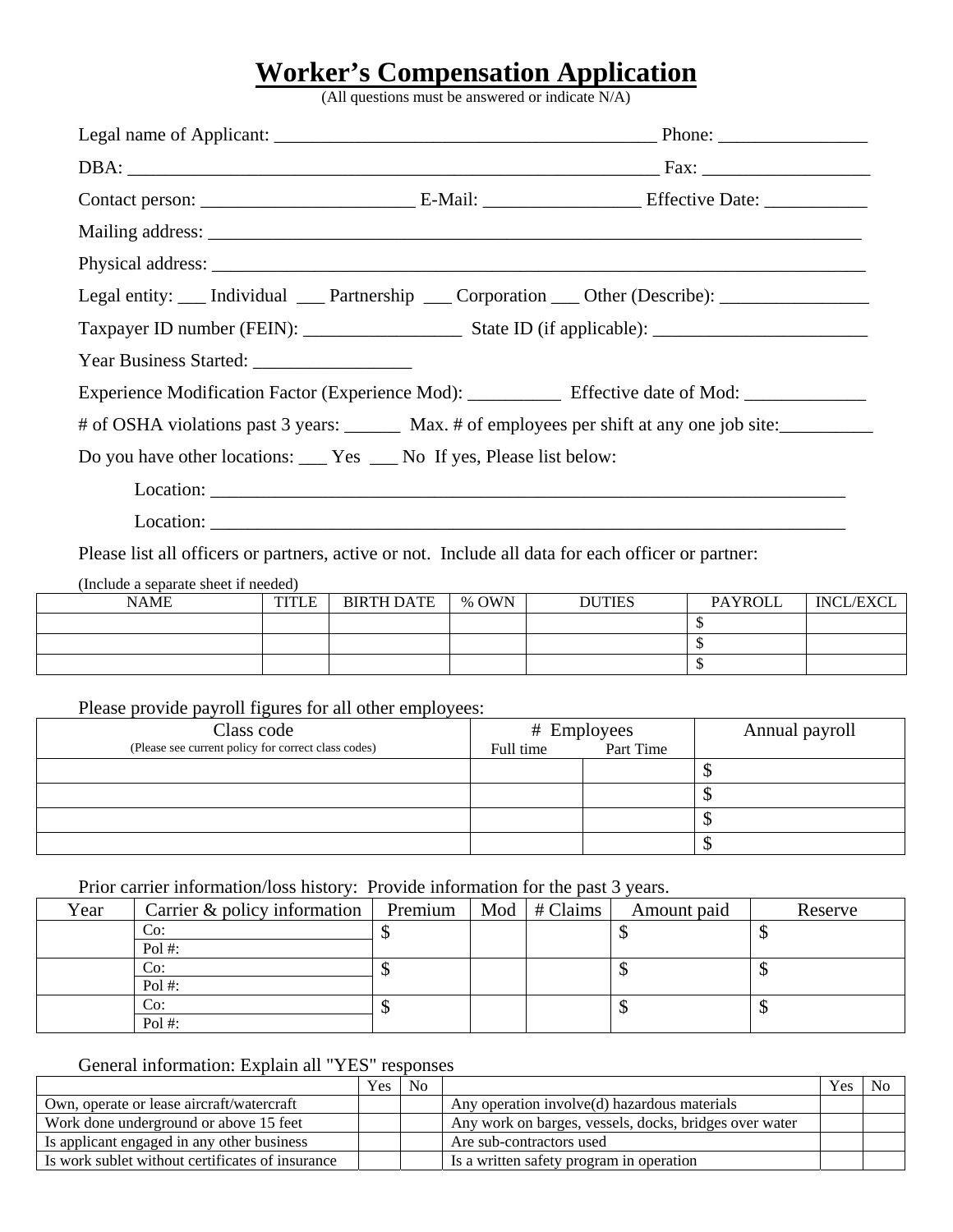# Worker's Compensation Application

(All questions must be answered or indicate N/A)

Legal name of Applicant: ________________________________________ Phone: _______________

DBA: ________________________________________________________ Fax: _________________

Contact person: ______________________ E-Mail: ________________ Effective Date: ___________

Mailing address: ____________________________________________________________________

Physical address: ___________________________________________________________________

Legal entity: ___ Individual ___ Partnership ___ Corporation ___ Other (Describe): _______________

Taxpayer ID number (FEIN): ________________ State ID (if applicable): ______________________

Year Business Started: ________________

Experience Modification Factor (Experience Mod): __________ Effective date of Mod: _____________

# of OSHA violations past 3 years: ______ Max. # of employees per shift at any one job site:__________

Do you have other locations: ___ Yes ___ No If yes, Please list below:

Location: ______________________________________________________________________

Location: ______________________________________________________________________

Please list all officers or partners, active or not. Include all data for each officer or partner:

(Include a separate sheet if needed)

| NAME | TITLE | BIRTH DATE | % OWN | DUTIES | PAYROLL | INCL/EXCL |
|---|---|---|---|---|---|---|
| | | | | | $ | |
| | | | | | $ | |
| | | | | | $ | |

Please provide payroll figures for all other employees:

| Class code (Please see current policy for correct class codes) | # Employees Full time | Part Time | Annual payroll |
|---|---|---|---|
| | | | $ |
| | | | $ |
| | | | $ |
| | | | $ |

Prior carrier information/loss history: Provide information for the past 3 years.

| Year | Carrier & policy information | Premium | Mod | # Claims | Amount paid | Reserve |
|---|---|---|---|---|---|---|
| | Co: Pol #: | $ | | | $ | $ |
| | Co: Pol #: | $ | | | $ | $ |
| | Co: Pol #: | $ | | | $ | $ |

General information: Explain all "YES" responses

| | Yes | No | | Yes | No |
|---|---|---|---|---|---|
| Own, operate or lease aircraft/watercraft | | | Any operation involve(d) hazardous materials | | |
| Work done underground or above 15 feet | | | Any work on barges, vessels, docks, bridges over water | | |
| Is applicant engaged in any other business | | | Are sub-contractors used | | |
| Is work sublet without certificates of insurance | | | Is a written safety program in operation | | |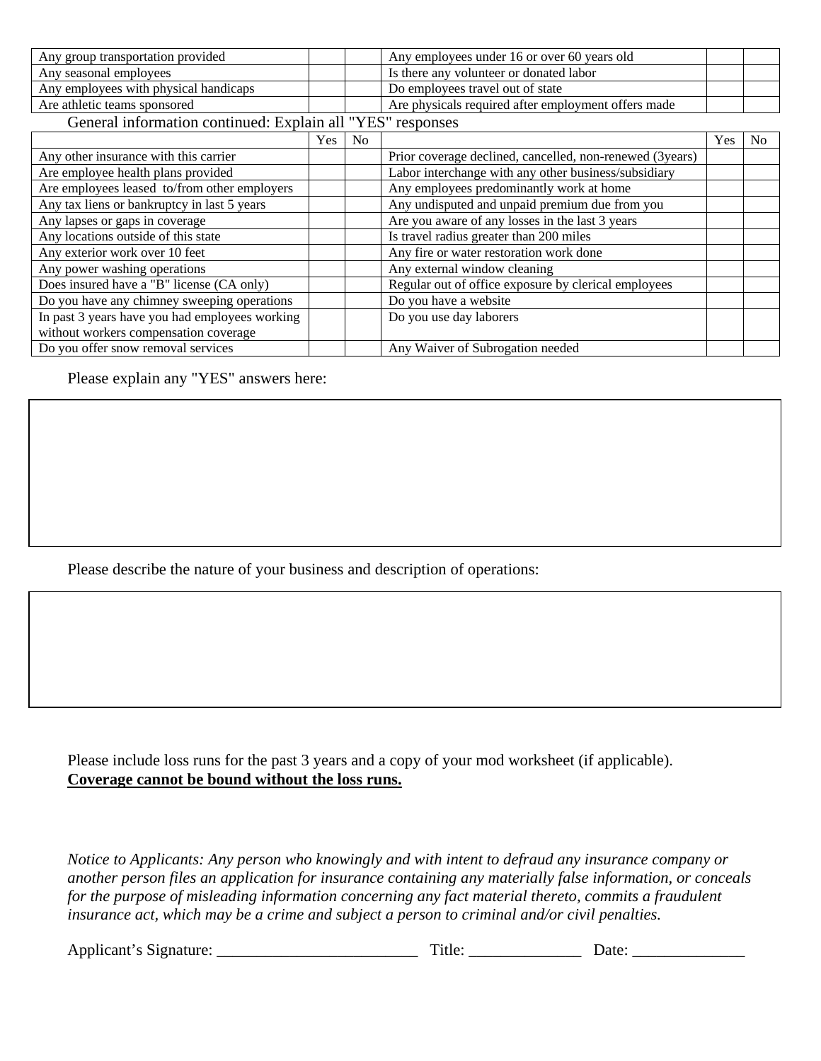| | | | | | |
|---|---|---|---|---|---|
| Any group transportation provided | | | Any employees under 16 or over 60 years old | | |
| Any seasonal employees | | | Is there any volunteer or donated labor | | |
| Any employees with physical handicaps | | | Do employees travel out of state | | |
| Are athletic teams sponsored | | | Are physicals required after employment offers made | | |

General information continued: Explain all "YES" responses

| | Yes | No | | Yes | No |
|---|---|---|---|---|---|
| Any other insurance with this carrier | | | Prior coverage declined, cancelled, non-renewed (3years) | | |
| Are employee health plans provided | | | Labor interchange with any other business/subsidiary | | |
| Are employees leased to/from other employers | | | Any employees predominantly work at home | | |
| Any tax liens or bankruptcy in last 5 years | | | Any undisputed and unpaid premium due from you | | |
| Any lapses or gaps in coverage | | | Are you aware of any losses in the last 3 years | | |
| Any locations outside of this state | | | Is travel radius greater than 200 miles | | |
| Any exterior work over 10 feet | | | Any fire or water restoration work done | | |
| Any power washing operations | | | Any external window cleaning | | |
| Does insured have a "B" license (CA only) | | | Regular out of office exposure by clerical employees | | |
| Do you have any chimney sweeping operations | | | Do you have a website | | |
| In past 3 years have you had employees working without workers compensation coverage | | | Do you use day laborers | | |
| Do you offer snow removal services | | | Any Waiver of Subrogation needed | | |

Please explain any "YES" answers here:

Please describe the nature of your business and description of operations:

Please include loss runs for the past 3 years and a copy of your mod worksheet (if applicable).
**Coverage cannot be bound without the loss runs.**

*Notice to Applicants: Any person who knowingly and with intent to defraud any insurance company or another person files an application for insurance containing any materially false information, or conceals for the purpose of misleading information concerning any fact material thereto, commits a fraudulent insurance act, which may be a crime and subject a person to criminal and/or civil penalties.*

Applicant's Signature: ________________________ Title: _____________ Date: _____________